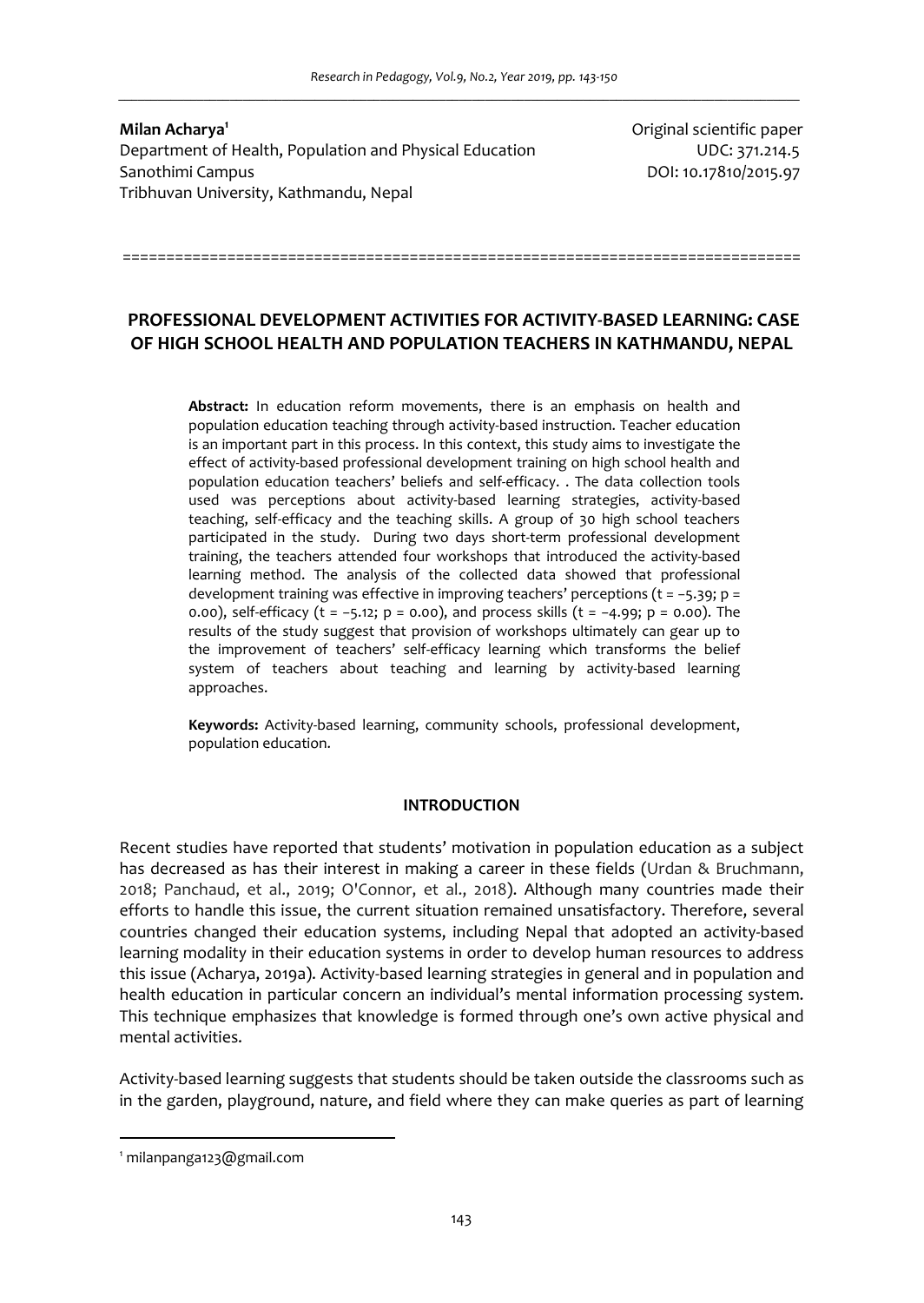**Milan Acharya**[1]
Department of Health, Population and Physical Education
Sanothimi Campus
Tribhuvan University, Kathmandu, Nepal

Original scientific paper
UDC: 371.214.5
DOI: 10.17810/2015.97

# PROFESSIONAL DEVELOPMENT ACTIVITIES FOR ACTIVITY-BASED LEARNING: CASE OF HIGH SCHOOL HEALTH AND POPULATION TEACHERS IN KATHMANDU, NEPAL

**Abstract:** In education reform movements, there is an emphasis on health and population education teaching through activity-based instruction. Teacher education is an important part in this process. In this context, this study aims to investigate the effect of activity-based professional development training on high school health and population education teachers' beliefs and self-efficacy. . The data collection tools used was perceptions about activity-based learning strategies, activity-based teaching, self-efficacy and the teaching skills. A group of 30 high school teachers participated in the study. During two days short-term professional development training, the teachers attended four workshops that introduced the activity-based learning method. The analysis of the collected data showed that professional development training was effective in improving teachers' perceptions ($t = -5.39$; $p = 0.00$), self-efficacy ($t = -5.12$; $p = 0.00$), and process skills ($t = -4.99$; $p = 0.00$). The results of the study suggest that provision of workshops ultimately can gear up to the improvement of teachers' self-efficacy learning which transforms the belief system of teachers about teaching and learning by activity-based learning approaches.

**Keywords:** Activity-based learning, community schools, professional development, population education.

## INTRODUCTION

Recent studies have reported that students' motivation in population education as a subject has decreased as has their interest in making a career in these fields (Urdan & Bruchmann, 2018; Panchaud, et al., 2019; O'Connor, et al., 2018). Although many countries made their efforts to handle this issue, the current situation remained unsatisfactory. Therefore, several countries changed their education systems, including Nepal that adopted an activity-based learning modality in their education systems in order to develop human resources to address this issue (Acharya, 2019a). Activity-based learning strategies in general and in population and health education in particular concern an individual's mental information processing system. This technique emphasizes that knowledge is formed through one's own active physical and mental activities.

Activity-based learning suggests that students should be taken outside the classrooms such as in the garden, playground, nature, and field where they can make queries as part of learning

[1] milanpanga123@gmail.com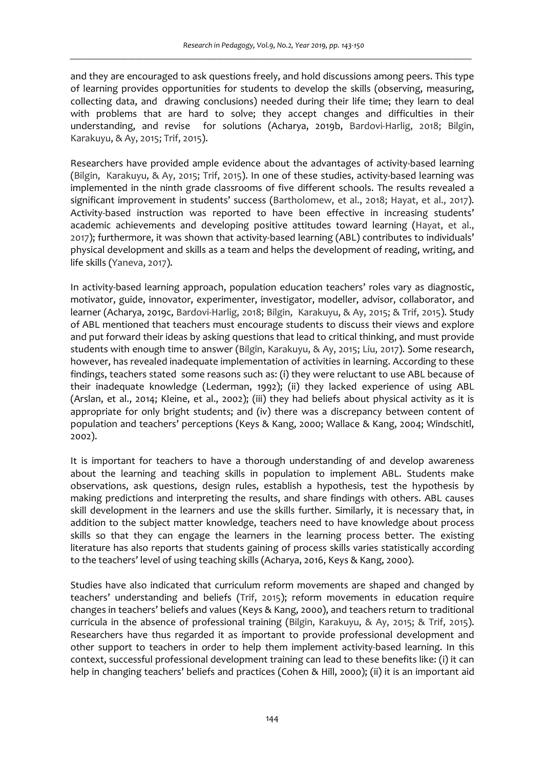and they are encouraged to ask questions freely, and hold discussions among peers. This type of learning provides opportunities for students to develop the skills (observing, measuring, collecting data, and drawing conclusions) needed during their life time; they learn to deal with problems that are hard to solve; they accept changes and difficulties in their understanding, and revise for solutions (Acharya, 2019b, Bardovi-Harlig, 2018; Bilgin, Karakuyu, & Ay, 2015; Trif, 2015).

Researchers have provided ample evidence about the advantages of activity-based learning (Bilgin, Karakuyu, & Ay, 2015; Trif, 2015). In one of these studies, activity-based learning was implemented in the ninth grade classrooms of five different schools. The results revealed a significant improvement in students' success (Bartholomew, et al., 2018; Hayat, et al., 2017). Activity-based instruction was reported to have been effective in increasing students' academic achievements and developing positive attitudes toward learning (Hayat, et al., 2017); furthermore, it was shown that activity-based learning (ABL) contributes to individuals' physical development and skills as a team and helps the development of reading, writing, and life skills (Yaneva, 2017).

In activity-based learning approach, population education teachers' roles vary as diagnostic, motivator, guide, innovator, experimenter, investigator, modeller, advisor, collaborator, and learner (Acharya, 2019c, Bardovi-Harlig, 2018; Bilgin, Karakuyu, & Ay, 2015; & Trif, 2015). Study of ABL mentioned that teachers must encourage students to discuss their views and explore and put forward their ideas by asking questions that lead to critical thinking, and must provide students with enough time to answer (Bilgin, Karakuyu, & Ay, 2015; Liu, 2017). Some research, however, has revealed inadequate implementation of activities in learning. According to these findings, teachers stated some reasons such as: (i) they were reluctant to use ABL because of their inadequate knowledge (Lederman, 1992); (ii) they lacked experience of using ABL (Arslan, et al., 2014; Kleine, et al., 2002); (iii) they had beliefs about physical activity as it is appropriate for only bright students; and (iv) there was a discrepancy between content of population and teachers' perceptions (Keys & Kang, 2000; Wallace & Kang, 2004; Windschitl, 2002).

It is important for teachers to have a thorough understanding of and develop awareness about the learning and teaching skills in population to implement ABL. Students make observations, ask questions, design rules, establish a hypothesis, test the hypothesis by making predictions and interpreting the results, and share findings with others. ABL causes skill development in the learners and use the skills further. Similarly, it is necessary that, in addition to the subject matter knowledge, teachers need to have knowledge about process skills so that they can engage the learners in the learning process better. The existing literature has also reports that students gaining of process skills varies statistically according to the teachers' level of using teaching skills (Acharya, 2016, Keys & Kang, 2000).

Studies have also indicated that curriculum reform movements are shaped and changed by teachers' understanding and beliefs (Trif, 2015); reform movements in education require changes in teachers' beliefs and values (Keys & Kang, 2000), and teachers return to traditional curricula in the absence of professional training (Bilgin, Karakuyu, & Ay, 2015; & Trif, 2015). Researchers have thus regarded it as important to provide professional development and other support to teachers in order to help them implement activity-based learning. In this context, successful professional development training can lead to these benefits like: (i) it can help in changing teachers' beliefs and practices (Cohen & Hill, 2000); (ii) it is an important aid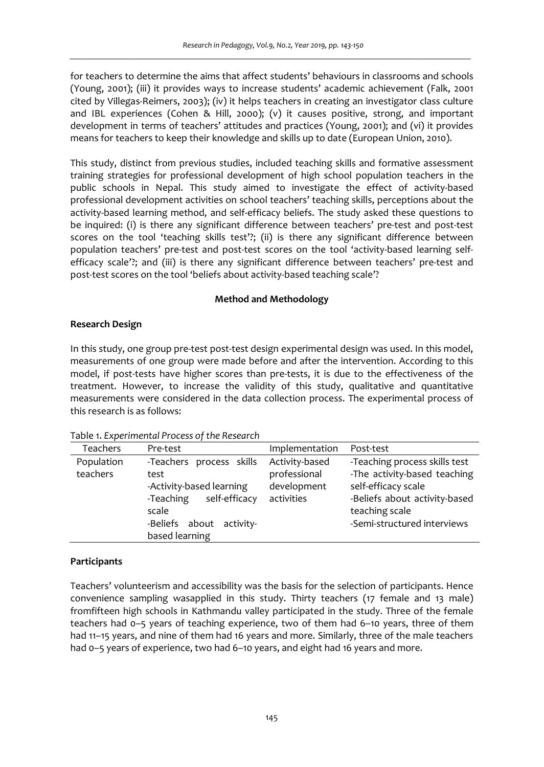for teachers to determine the aims that affect students' behaviours in classrooms and schools (Young, 2001); (iii) it provides ways to increase students' academic achievement (Falk, 2001 cited by Villegas-Reimers, 2003); (iv) it helps teachers in creating an investigator class culture and IBL experiences (Cohen & Hill, 2000); (v) it causes positive, strong, and important development in terms of teachers' attitudes and practices (Young, 2001); and (vi) it provides means for teachers to keep their knowledge and skills up to date (European Union, 2010).

This study, distinct from previous studies, included teaching skills and formative assessment training strategies for professional development of high school population teachers in the public schools in Nepal. This study aimed to investigate the effect of activity-based professional development activities on school teachers' teaching skills, perceptions about the activity-based learning method, and self-efficacy beliefs. The study asked these questions to be inquired: (i) is there any significant difference between teachers' pre-test and post-test scores on the tool 'teaching skills test'?; (ii) is there any significant difference between population teachers' pre-test and post-test scores on the tool 'activity-based learning self-efficacy scale'?; and (iii) is there any significant difference between teachers' pre-test and post-test scores on the tool 'beliefs about activity-based teaching scale'?

## Method and Methodology

### Research Design

In this study, one group pre-test post-test design experimental design was used. In this model, measurements of one group were made before and after the intervention. According to this model, if post-tests have higher scores than pre-tests, it is due to the effectiveness of the treatment. However, to increase the validity of this study, qualitative and quantitative measurements were considered in the data collection process. The experimental process of this research is as follows:

Table 1. *Experimental Process of the Research*

| Teachers | Pre-test | Implementation | Post-test |
|---|---|---|---|
| Population teachers | -Teachers process skills test<br>-Activity-based learning<br>-Teaching self-efficacy scale<br>-Beliefs about activity-based learning | Activity-based professional development activities | -Teaching process skills test<br>-The activity-based teaching self-efficacy scale<br>-Beliefs about activity-based teaching scale<br>-Semi-structured interviews |

### Participants

Teachers' volunteerism and accessibility was the basis for the selection of participants. Hence convenience sampling wasapplied in this study. Thirty teachers (17 female and 13 male) fromfifteen high schools in Kathmandu valley participated in the study. Three of the female teachers had 0–5 years of teaching experience, two of them had 6–10 years, three of them had 11–15 years, and nine of them had 16 years and more. Similarly, three of the male teachers had 0–5 years of experience, two had 6–10 years, and eight had 16 years and more.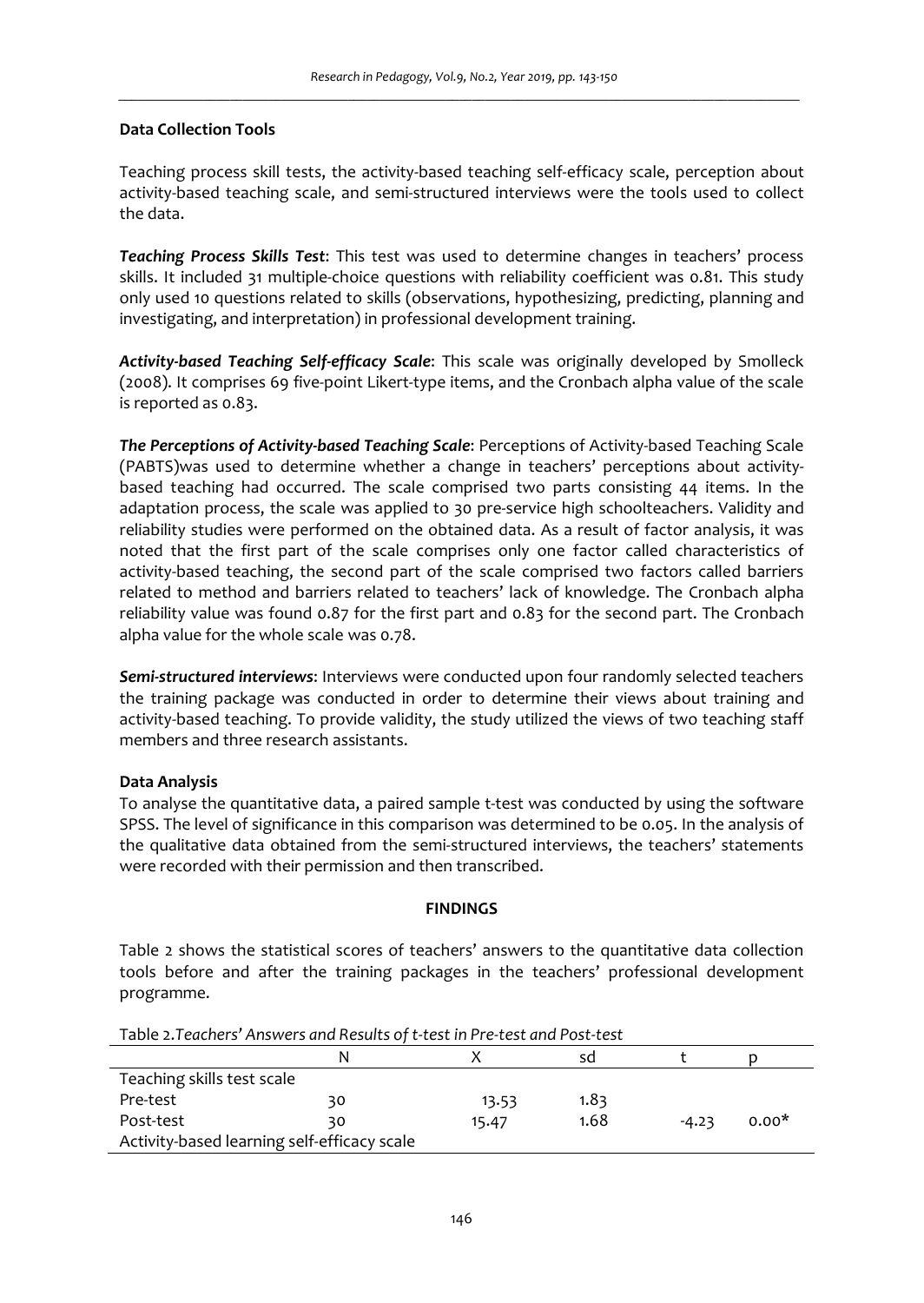### Data Collection Tools

Teaching process skill tests, the activity-based teaching self-efficacy scale, perception about activity-based teaching scale, and semi-structured interviews were the tools used to collect the data.

***Teaching Process Skills Test***: This test was used to determine changes in teachers' process skills. It included 31 multiple-choice questions with reliability coefficient was 0.81. This study only used 10 questions related to skills (observations, hypothesizing, predicting, planning and investigating, and interpretation) in professional development training.

***Activity-based Teaching Self-efficacy Scale***: This scale was originally developed by Smolleck (2008). It comprises 69 five-point Likert-type items, and the Cronbach alpha value of the scale is reported as 0.83.

***The Perceptions of Activity-based Teaching Scale***: Perceptions of Activity-based Teaching Scale (PABTS)was used to determine whether a change in teachers' perceptions about activity-based teaching had occurred. The scale comprised two parts consisting 44 items. In the adaptation process, the scale was applied to 30 pre-service high schoolteachers. Validity and reliability studies were performed on the obtained data. As a result of factor analysis, it was noted that the first part of the scale comprises only one factor called characteristics of activity-based teaching, the second part of the scale comprised two factors called barriers related to method and barriers related to teachers' lack of knowledge. The Cronbach alpha reliability value was found 0.87 for the first part and 0.83 for the second part. The Cronbach alpha value for the whole scale was 0.78.

***Semi-structured interviews***: Interviews were conducted upon four randomly selected teachers the training package was conducted in order to determine their views about training and activity-based teaching. To provide validity, the study utilized the views of two teaching staff members and three research assistants.

### Data Analysis

To analyse the quantitative data, a paired sample t-test was conducted by using the software SPSS. The level of significance in this comparison was determined to be 0.05. In the analysis of the qualitative data obtained from the semi-structured interviews, the teachers' statements were recorded with their permission and then transcribed.

## FINDINGS

Table 2 shows the statistical scores of teachers' answers to the quantitative data collection tools before and after the training packages in the teachers' professional development programme.

Table 2.*Teachers' Answers and Results of t-test in Pre-test and Post-test*

| | N | X | sd | t | p |
|---|---|---|---|---|---|
| Teaching skills test scale | | | | | |
| Pre-test | 30 | 13.53 | 1.83 | | |
| Post-test | 30 | 15.47 | 1.68 | -4.23 | 0.00* |
| Activity-based learning self-efficacy scale | | | | | |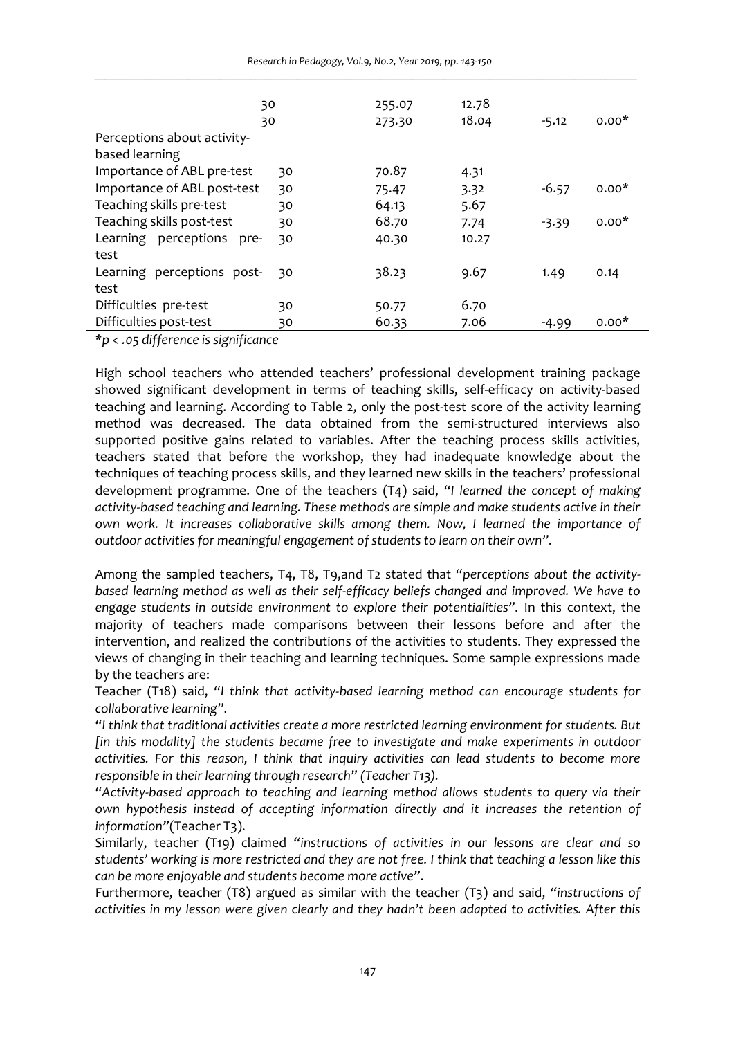| | | | | |
|---|---|---|---|---|
| | 30 | 255.07 | 12.78 | | |
| | 30 | 273.30 | 18.04 | -5.12 | 0.00* |
| Perceptions about activity-based learning | | | | | |
| Importance of ABL pre-test | 30 | 70.87 | 4.31 | | |
| Importance of ABL post-test | 30 | 75.47 | 3.32 | -6.57 | 0.00* |
| Teaching skills pre-test | 30 | 64.13 | 5.67 | | |
| Teaching skills post-test | 30 | 68.70 | 7.74 | -3.39 | 0.00* |
| Learning perceptions pre-test | 30 | 40.30 | 10.27 | | |
| Learning perceptions post-test | 30 | 38.23 | 9.67 | 1.49 | 0.14 |
| Difficulties pre-test | 30 | 50.77 | 6.70 | | |
| Difficulties post-test | 30 | 60.33 | 7.06 | -4.99 | 0.00* |

**p* < .05 difference is significance*

High school teachers who attended teachers' professional development training package showed significant development in terms of teaching skills, self-efficacy on activity-based teaching and learning. According to Table 2, only the post-test score of the activity learning method was decreased. The data obtained from the semi-structured interviews also supported positive gains related to variables. After the teaching process skills activities, teachers stated that before the workshop, they had inadequate knowledge about the techniques of teaching process skills, and they learned new skills in the teachers' professional development programme. One of the teachers (T4) said, *"I learned the concept of making activity-based teaching and learning. These methods are simple and make students active in their own work. It increases collaborative skills among them. Now, I learned the importance of outdoor activities for meaningful engagement of students to learn on their own".*

Among the sampled teachers, T4, T8, T9,and T2 stated that *"perceptions about the activity-based learning method as well as their self-efficacy beliefs changed and improved. We have to engage students in outside environment to explore their potentialities".* In this context, the majority of teachers made comparisons between their lessons before and after the intervention, and realized the contributions of the activities to students. They expressed the views of changing in their teaching and learning techniques. Some sample expressions made by the teachers are:

Teacher (T18) said, *"I think that activity-based learning method can encourage students for collaborative learning".*

*"I think that traditional activities create a more restricted learning environment for students. But [in this modality] the students became free to investigate and make experiments in outdoor activities. For this reason, I think that inquiry activities can lead students to become more responsible in their learning through research" (Teacher T13).*

*"Activity-based approach to teaching and learning method allows students to query via their own hypothesis instead of accepting information directly and it increases the retention of information"*(Teacher T3).

Similarly, teacher (T19) claimed *"instructions of activities in our lessons are clear and so students' working is more restricted and they are not free. I think that teaching a lesson like this can be more enjoyable and students become more active".*

Furthermore, teacher (T8) argued as similar with the teacher (T3) and said, *"instructions of activities in my lesson were given clearly and they hadn't been adapted to activities. After this*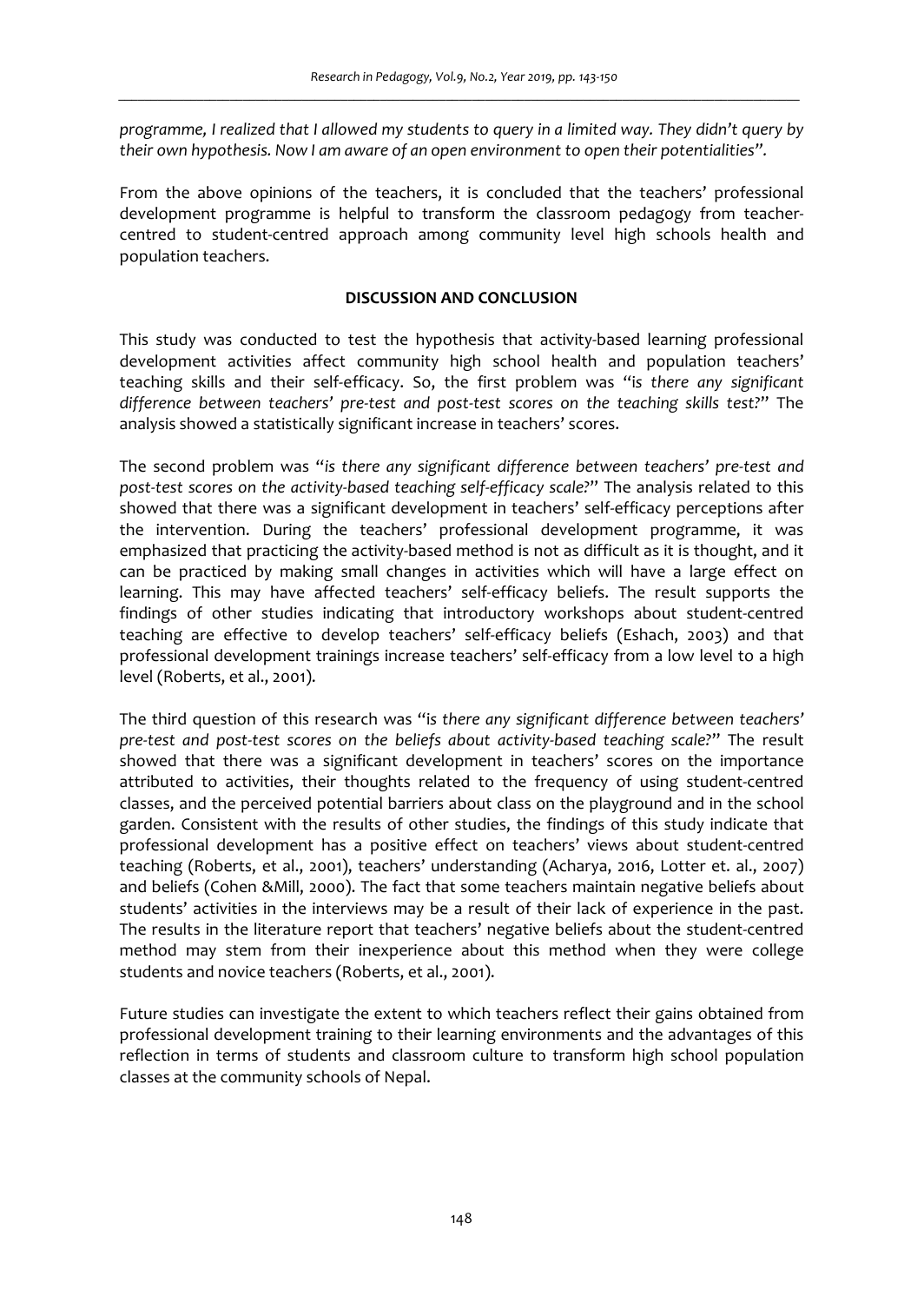*programme, I realized that I allowed my students to query in a limited way. They didn't query by their own hypothesis. Now I am aware of an open environment to open their potentialities".*

From the above opinions of the teachers, it is concluded that the teachers' professional development programme is helpful to transform the classroom pedagogy from teacher-centred to student-centred approach among community level high schools health and population teachers.

## DISCUSSION AND CONCLUSION

This study was conducted to test the hypothesis that activity-based learning professional development activities affect community high school health and population teachers' teaching skills and their self-efficacy. So, the first problem was "*is there any significant difference between teachers' pre-test and post-test scores on the teaching skills test?*" The analysis showed a statistically significant increase in teachers' scores.

The second problem was "*is there any significant difference between teachers' pre-test and post-test scores on the activity-based teaching self-efficacy scale?*" The analysis related to this showed that there was a significant development in teachers' self-efficacy perceptions after the intervention. During the teachers' professional development programme, it was emphasized that practicing the activity-based method is not as difficult as it is thought, and it can be practiced by making small changes in activities which will have a large effect on learning. This may have affected teachers' self-efficacy beliefs. The result supports the findings of other studies indicating that introductory workshops about student-centred teaching are effective to develop teachers' self-efficacy beliefs (Eshach, 2003) and that professional development trainings increase teachers' self-efficacy from a low level to a high level (Roberts, et al., 2001).

The third question of this research was "*is there any significant difference between teachers' pre-test and post-test scores on the beliefs about activity-based teaching scale?*" The result showed that there was a significant development in teachers' scores on the importance attributed to activities, their thoughts related to the frequency of using student-centred classes, and the perceived potential barriers about class on the playground and in the school garden. Consistent with the results of other studies, the findings of this study indicate that professional development has a positive effect on teachers' views about student-centred teaching (Roberts, et al., 2001), teachers' understanding (Acharya, 2016, Lotter et. al., 2007) and beliefs (Cohen &Mill, 2000). The fact that some teachers maintain negative beliefs about students' activities in the interviews may be a result of their lack of experience in the past. The results in the literature report that teachers' negative beliefs about the student-centred method may stem from their inexperience about this method when they were college students and novice teachers (Roberts, et al., 2001).

Future studies can investigate the extent to which teachers reflect their gains obtained from professional development training to their learning environments and the advantages of this reflection in terms of students and classroom culture to transform high school population classes at the community schools of Nepal.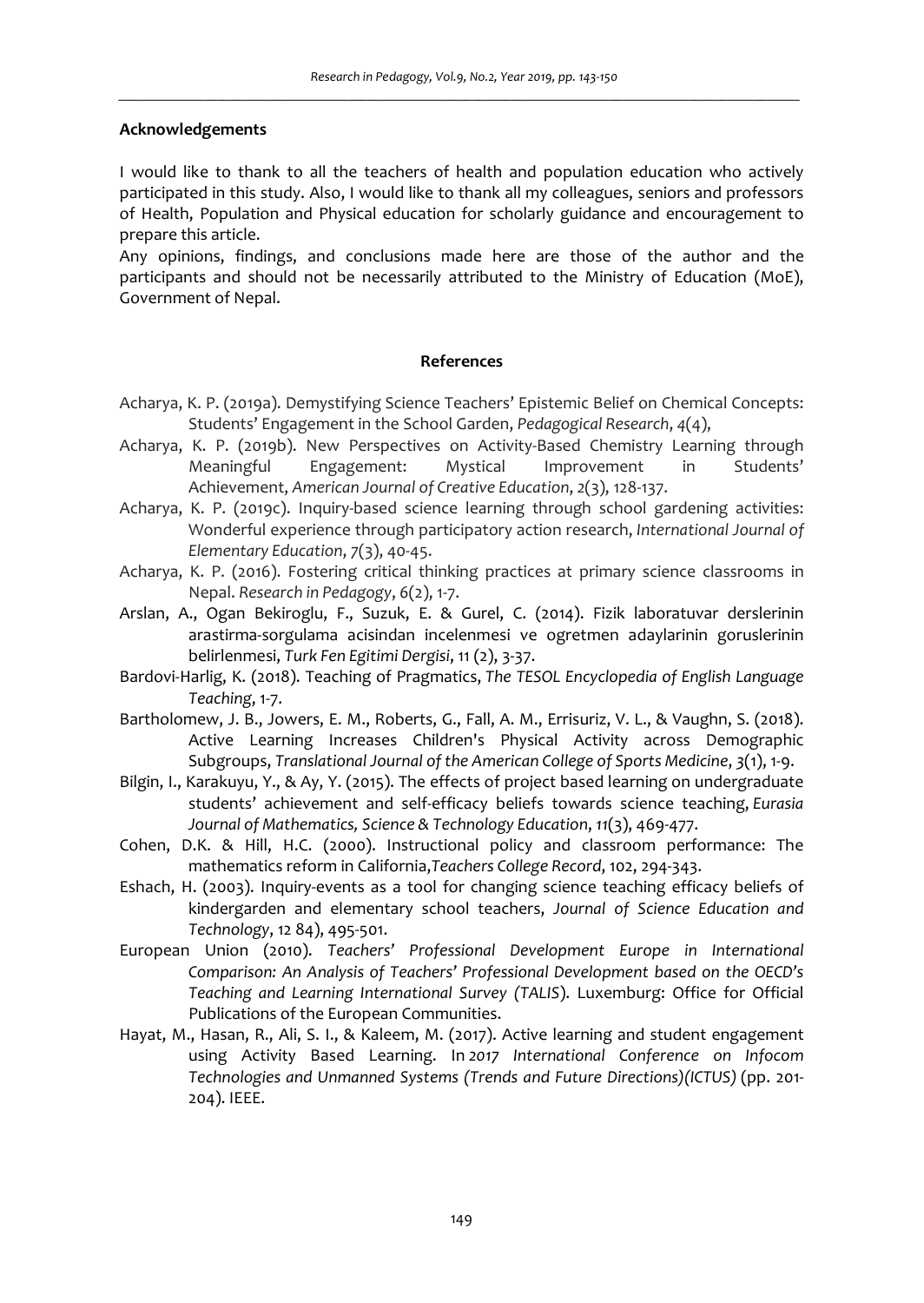#### Acknowledgements

I would like to thank to all the teachers of health and population education who actively participated in this study. Also, I would like to thank all my colleagues, seniors and professors of Health, Population and Physical education for scholarly guidance and encouragement to prepare this article.

Any opinions, findings, and conclusions made here are those of the author and the participants and should not be necessarily attributed to the Ministry of Education (MoE), Government of Nepal.

#### References

Acharya, K. P. (2019a). Demystifying Science Teachers' Epistemic Belief on Chemical Concepts: Students' Engagement in the School Garden, *Pedagogical Research*, *4*(4),

Acharya, K. P. (2019b). New Perspectives on Activity-Based Chemistry Learning through Meaningful Engagement: Mystical Improvement in Students' Achievement, *American Journal of Creative Education*, *2*(3), 128-137.

Acharya, K. P. (2019c). Inquiry-based science learning through school gardening activities: Wonderful experience through participatory action research, *International Journal of Elementary Education*, *7*(3), 40-45.

Acharya, K. P. (2016). Fostering critical thinking practices at primary science classrooms in Nepal. *Research in Pedagogy*, *6*(2), 1-7.

Arslan, A., Ogan Bekiroglu, F., Suzuk, E. & Gurel, C. (2014). Fizik laboratuvar derslerinin arastirma-sorgulama acisindan incelenmesi ve ogretmen adaylarinin goruslerinin belirlenmesi, *Turk Fen Egitimi Dergisi*, 11 (2), 3-37.

Bardovi-Harlig, K. (2018). Teaching of Pragmatics, *The TESOL Encyclopedia of English Language Teaching*, 1-7.

Bartholomew, J. B., Jowers, E. M., Roberts, G., Fall, A. M., Errisuriz, V. L., & Vaughn, S. (2018). Active Learning Increases Children's Physical Activity across Demographic Subgroups, *Translational Journal of the American College of Sports Medicine*, *3*(1), 1-9.

Bilgin, I., Karakuyu, Y., & Ay, Y. (2015). The effects of project based learning on undergraduate students' achievement and self-efficacy beliefs towards science teaching, *Eurasia Journal of Mathematics, Science & Technology Education*, *11*(3), 469-477.

Cohen, D.K. & Hill, H.C. (2000). Instructional policy and classroom performance: The mathematics reform in California,*Teachers College Record*, 102, 294-343.

Eshach, H. (2003). Inquiry-events as a tool for changing science teaching efficacy beliefs of kindergarden and elementary school teachers, *Journal of Science Education and Technology*, 12 84), 495-501.

European Union (2010). *Teachers' Professional Development Europe in International Comparison: An Analysis of Teachers' Professional Development based on the OECD's Teaching and Learning International Survey (TALIS*). Luxemburg: Office for Official Publications of the European Communities.

Hayat, M., Hasan, R., Ali, S. I., & Kaleem, M. (2017). Active learning and student engagement using Activity Based Learning. In *2017 International Conference on Infocom Technologies and Unmanned Systems (Trends and Future Directions)(ICTUS)* (pp. 201-204). IEEE.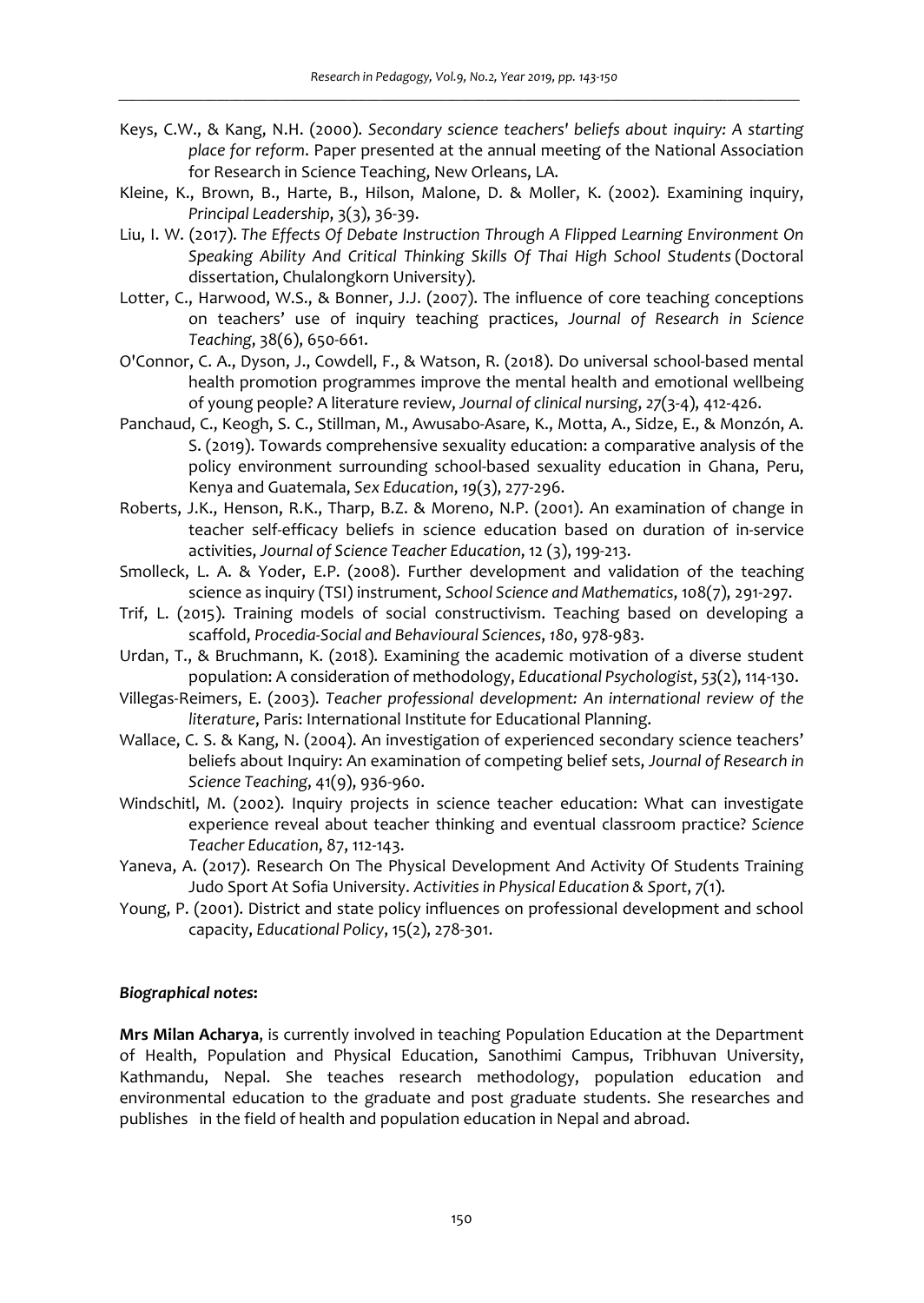Keys, C.W., & Kang, N.H. (2000). *Secondary science teachers' beliefs about inquiry: A starting place for reform*. Paper presented at the annual meeting of the National Association for Research in Science Teaching, New Orleans, LA.

Kleine, K., Brown, B., Harte, B., Hilson, Malone, D. & Moller, K. (2002). Examining inquiry, *Principal Leadership*, 3(3), 36-39.

Liu, I. W. (2017). *The Effects Of Debate Instruction Through A Flipped Learning Environment On Speaking Ability And Critical Thinking Skills Of Thai High School Students* (Doctoral dissertation, Chulalongkorn University).

Lotter, C., Harwood, W.S., & Bonner, J.J. (2007). The influence of core teaching conceptions on teachers' use of inquiry teaching practices, *Journal of Research in Science Teaching*, 38(6), 650-661.

O'Connor, C. A., Dyson, J., Cowdell, F., & Watson, R. (2018). Do universal school-based mental health promotion programmes improve the mental health and emotional wellbeing of young people? A literature review, *Journal of clinical nursing*, *27*(3-4), 412-426.

Panchaud, C., Keogh, S. C., Stillman, M., Awusabo-Asare, K., Motta, A., Sidze, E., & Monzón, A. S. (2019). Towards comprehensive sexuality education: a comparative analysis of the policy environment surrounding school-based sexuality education in Ghana, Peru, Kenya and Guatemala, *Sex Education*, *19*(3), 277-296.

Roberts, J.K., Henson, R.K., Tharp, B.Z. & Moreno, N.P. (2001). An examination of change in teacher self-efficacy beliefs in science education based on duration of in-service activities, *Journal of Science Teacher Education*, 12 (3), 199-213.

Smolleck, L. A. & Yoder, E.P. (2008). Further development and validation of the teaching science as inquiry (TSI) instrument, *School Science and Mathematics*, 108(7), 291-297.

Trif, L. (2015). Training models of social constructivism. Teaching based on developing a scaffold, *Procedia-Social and Behavioural Sciences*, *180*, 978-983.

Urdan, T., & Bruchmann, K. (2018). Examining the academic motivation of a diverse student population: A consideration of methodology, *Educational Psychologist*, *53*(2), 114-130.

Villegas-Reimers, E. (2003). *Teacher professional development: An international review of the literature*, Paris: International Institute for Educational Planning.

Wallace, C. S. & Kang, N. (2004). An investigation of experienced secondary science teachers' beliefs about Inquiry: An examination of competing belief sets, *Journal of Research in Science Teaching*, 41(9), 936-960.

Windschitl, M. (2002). Inquiry projects in science teacher education: What can investigate experience reveal about teacher thinking and eventual classroom practice? *Science Teacher Education*, 87, 112-143.

Yaneva, A. (2017). Research On The Physical Development And Activity Of Students Training Judo Sport At Sofia University. *Activities in Physical Education & Sport*, *7*(1).

Young, P. (2001). District and state policy influences on professional development and school capacity, *Educational Policy*, 15(2), 278-301.

***Biographical notes:***

**Mrs Milan Acharya**, is currently involved in teaching Population Education at the Department of Health, Population and Physical Education, Sanothimi Campus, Tribhuvan University, Kathmandu, Nepal. She teaches research methodology, population education and environmental education to the graduate and post graduate students. She researches and publishes in the field of health and population education in Nepal and abroad.